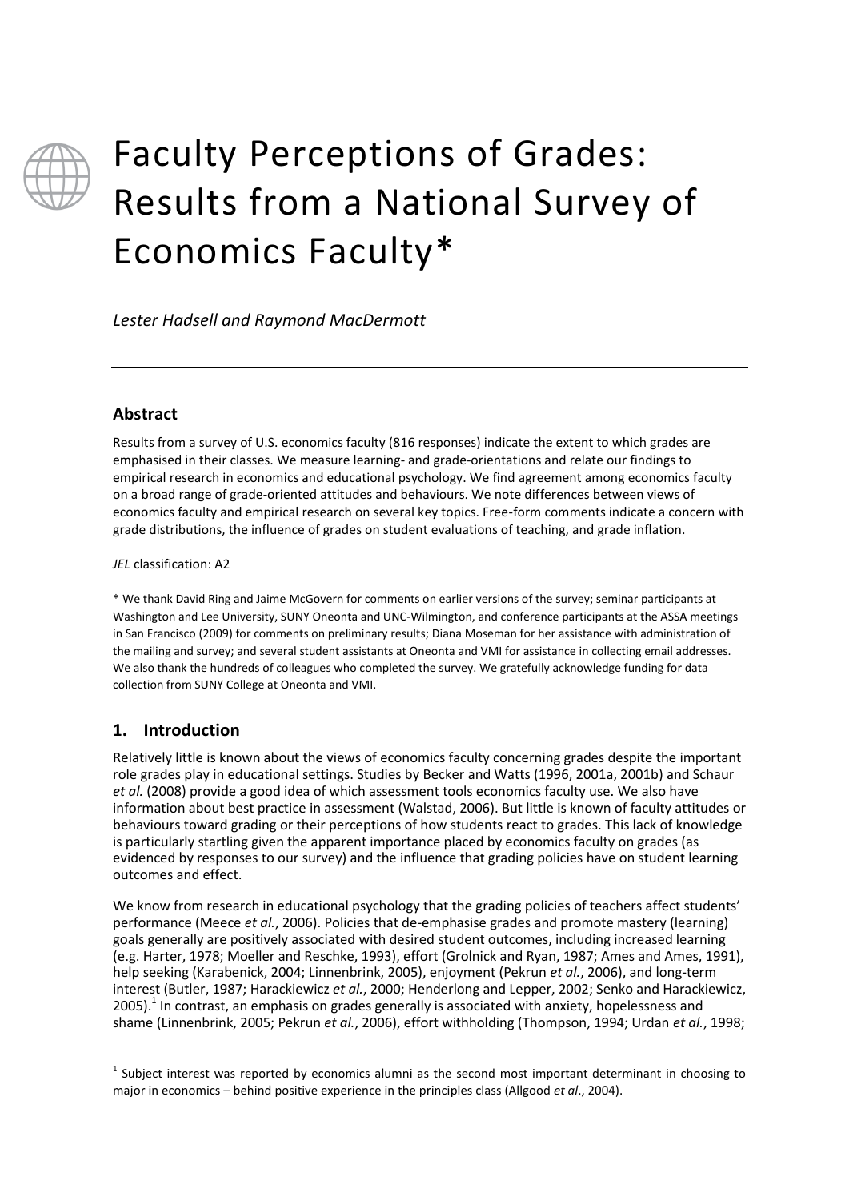# Faculty Perceptions of Grades: Results from a National Survey of Economics Faculty*

*Lester Hadsell and Raymond MacDermott*

## Abstract

Results from a survey of U.S. economics faculty (816 responses) indicate the extent to which grades are emphasised in their classes. We measure learning- and grade-orientations and relate our findings to empirical research in economics and educational psychology. We find agreement among economics faculty on a broad range of grade-oriented attitudes and behaviours. We note differences between views of economics faculty and empirical research on several key topics. Free-form comments indicate a concern with grade distributions, the influence of grades on student evaluations of teaching, and grade inflation.

*JEL* classification: A2

\* We thank David Ring and Jaime McGovern for comments on earlier versions of the survey; seminar participants at Washington and Lee University, SUNY Oneonta and UNC-Wilmington, and conference participants at the ASSA meetings in San Francisco (2009) for comments on preliminary results; Diana Moseman for her assistance with administration of the mailing and survey; and several student assistants at Oneonta and VMI for assistance in collecting email addresses. We also thank the hundreds of colleagues who completed the survey. We gratefully acknowledge funding for data collection from SUNY College at Oneonta and VMI.

## 1. Introduction

Relatively little is known about the views of economics faculty concerning grades despite the important role grades play in educational settings. Studies by Becker and Watts (1996, 2001a, 2001b) and Schaur *et al.* (2008) provide a good idea of which assessment tools economics faculty use. We also have information about best practice in assessment (Walstad, 2006). But little is known of faculty attitudes or behaviours toward grading or their perceptions of how students react to grades. This lack of knowledge is particularly startling given the apparent importance placed by economics faculty on grades (as evidenced by responses to our survey) and the influence that grading policies have on student learning outcomes and effect.

We know from research in educational psychology that the grading policies of teachers affect students' performance (Meece *et al.*, 2006). Policies that de-emphasise grades and promote mastery (learning) goals generally are positively associated with desired student outcomes, including increased learning (e.g. Harter, 1978; Moeller and Reschke, 1993), effort (Grolnick and Ryan, 1987; Ames and Ames, 1991), help seeking (Karabenick, 2004; Linnenbrink, 2005), enjoyment (Pekrun *et al.*, 2006), and long-term interest (Butler, 1987; Harackiewicz *et al.*, 2000; Henderlong and Lepper, 2002; Senko and Harackiewicz, 2005).[1] In contrast, an emphasis on grades generally is associated with anxiety, hopelessness and shame (Linnenbrink, 2005; Pekrun *et al.*, 2006), effort withholding (Thompson, 1994; Urdan *et al.*, 1998;

[1] Subject interest was reported by economics alumni as the second most important determinant in choosing to major in economics – behind positive experience in the principles class (Allgood *et al*., 2004).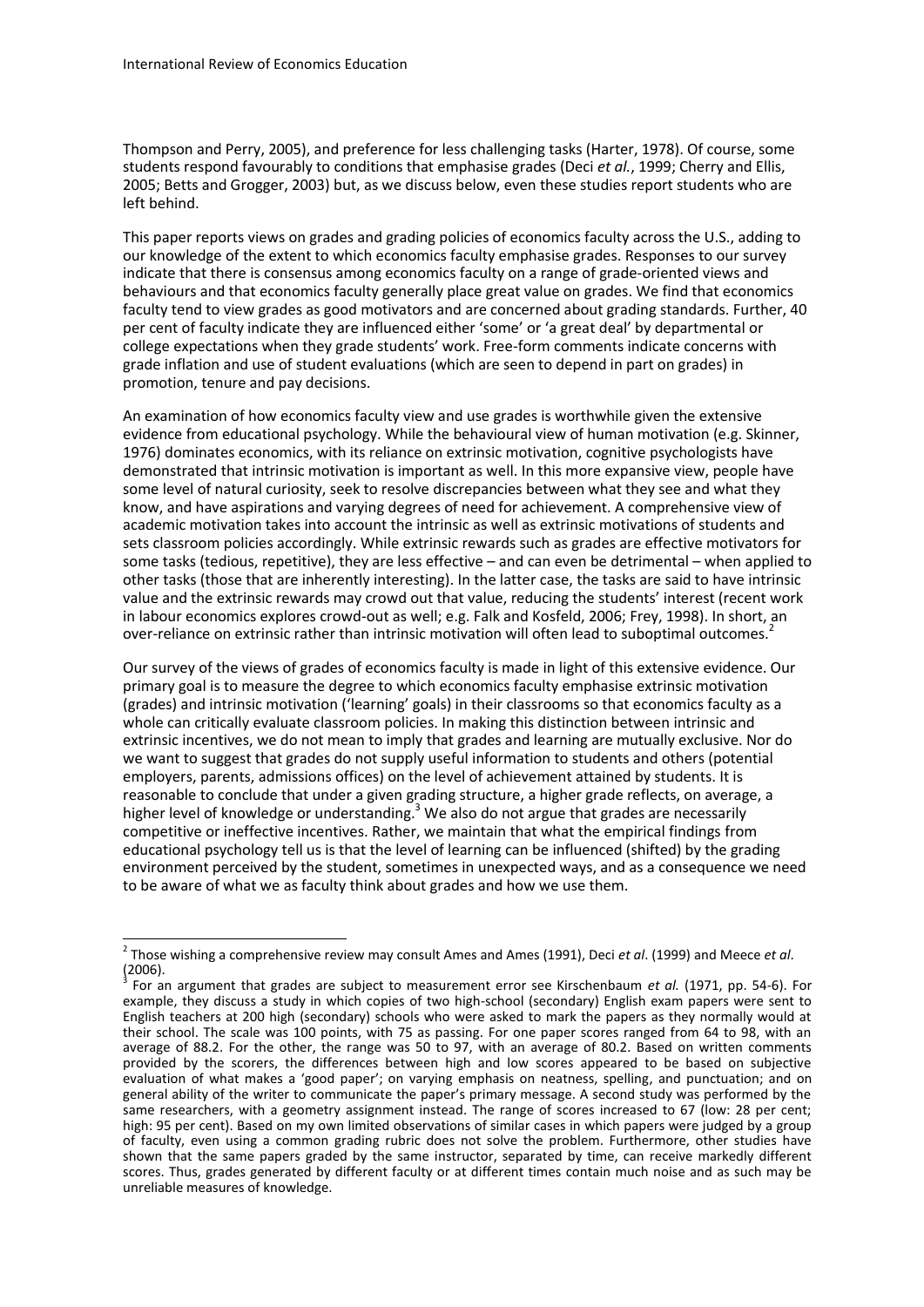Thompson and Perry, 2005), and preference for less challenging tasks (Harter, 1978). Of course, some students respond favourably to conditions that emphasise grades (Deci *et al.*, 1999; Cherry and Ellis, 2005; Betts and Grogger, 2003) but, as we discuss below, even these studies report students who are left behind.

This paper reports views on grades and grading policies of economics faculty across the U.S., adding to our knowledge of the extent to which economics faculty emphasise grades. Responses to our survey indicate that there is consensus among economics faculty on a range of grade-oriented views and behaviours and that economics faculty generally place great value on grades. We find that economics faculty tend to view grades as good motivators and are concerned about grading standards. Further, 40 per cent of faculty indicate they are influenced either 'some' or 'a great deal' by departmental or college expectations when they grade students' work. Free-form comments indicate concerns with grade inflation and use of student evaluations (which are seen to depend in part on grades) in promotion, tenure and pay decisions.

An examination of how economics faculty view and use grades is worthwhile given the extensive evidence from educational psychology. While the behavioural view of human motivation (e.g. Skinner, 1976) dominates economics, with its reliance on extrinsic motivation, cognitive psychologists have demonstrated that intrinsic motivation is important as well. In this more expansive view, people have some level of natural curiosity, seek to resolve discrepancies between what they see and what they know, and have aspirations and varying degrees of need for achievement. A comprehensive view of academic motivation takes into account the intrinsic as well as extrinsic motivations of students and sets classroom policies accordingly. While extrinsic rewards such as grades are effective motivators for some tasks (tedious, repetitive), they are less effective – and can even be detrimental – when applied to other tasks (those that are inherently interesting). In the latter case, the tasks are said to have intrinsic value and the extrinsic rewards may crowd out that value, reducing the students' interest (recent work in labour economics explores crowd-out as well; e.g. Falk and Kosfeld, 2006; Frey, 1998). In short, an over-reliance on extrinsic rather than intrinsic motivation will often lead to suboptimal outcomes.[2]

Our survey of the views of grades of economics faculty is made in light of this extensive evidence. Our primary goal is to measure the degree to which economics faculty emphasise extrinsic motivation (grades) and intrinsic motivation ('learning' goals) in their classrooms so that economics faculty as a whole can critically evaluate classroom policies. In making this distinction between intrinsic and extrinsic incentives, we do not mean to imply that grades and learning are mutually exclusive. Nor do we want to suggest that grades do not supply useful information to students and others (potential employers, parents, admissions offices) on the level of achievement attained by students. It is reasonable to conclude that under a given grading structure, a higher grade reflects, on average, a higher level of knowledge or understanding.[3] We also do not argue that grades are necessarily competitive or ineffective incentives. Rather, we maintain that what the empirical findings from educational psychology tell us is that the level of learning can be influenced (shifted) by the grading environment perceived by the student, sometimes in unexpected ways, and as a consequence we need to be aware of what we as faculty think about grades and how we use them.

---

[2] Those wishing a comprehensive review may consult Ames and Ames (1991), Deci *et al*. (1999) and Meece *et al*. (2006).

[3] For an argument that grades are subject to measurement error see Kirschenbaum *et al.* (1971, pp. 54-6). For example, they discuss a study in which copies of two high-school (secondary) English exam papers were sent to English teachers at 200 high (secondary) schools who were asked to mark the papers as they normally would at their school. The scale was 100 points, with 75 as passing. For one paper scores ranged from 64 to 98, with an average of 88.2. For the other, the range was 50 to 97, with an average of 80.2. Based on written comments provided by the scorers, the differences between high and low scores appeared to be based on subjective evaluation of what makes a 'good paper'; on varying emphasis on neatness, spelling, and punctuation; and on general ability of the writer to communicate the paper's primary message. A second study was performed by the same researchers, with a geometry assignment instead. The range of scores increased to 67 (low: 28 per cent; high: 95 per cent). Based on my own limited observations of similar cases in which papers were judged by a group of faculty, even using a common grading rubric does not solve the problem. Furthermore, other studies have shown that the same papers graded by the same instructor, separated by time, can receive markedly different scores. Thus, grades generated by different faculty or at different times contain much noise and as such may be unreliable measures of knowledge.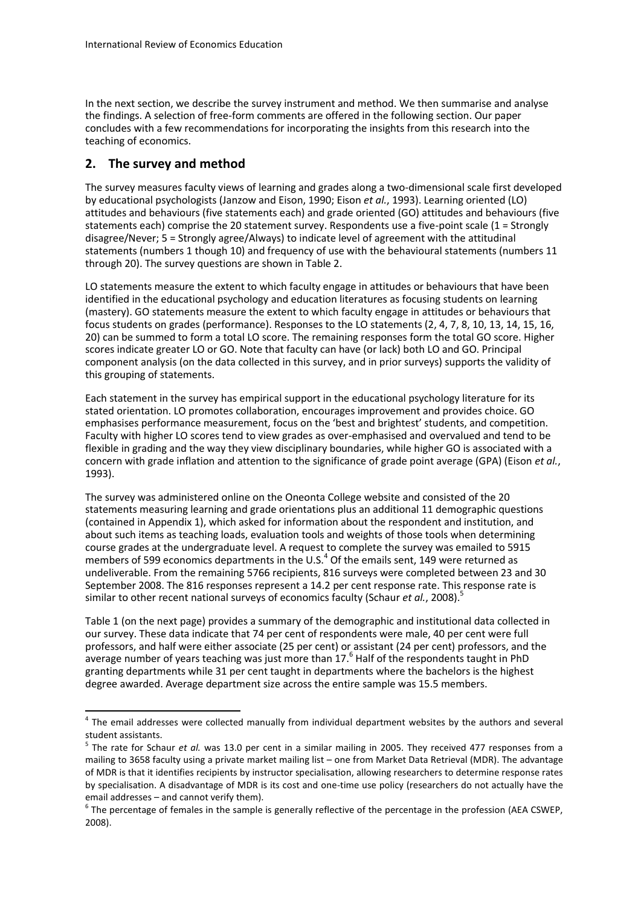In the next section, we describe the survey instrument and method. We then summarise and analyse the findings. A selection of free-form comments are offered in the following section. Our paper concludes with a few recommendations for incorporating the insights from this research into the teaching of economics.

## 2. The survey and method

The survey measures faculty views of learning and grades along a two-dimensional scale first developed by educational psychologists (Janzow and Eison, 1990; Eison *et al.*, 1993). Learning oriented (LO) attitudes and behaviours (five statements each) and grade oriented (GO) attitudes and behaviours (five statements each) comprise the 20 statement survey. Respondents use a five-point scale (1 = Strongly disagree/Never; 5 = Strongly agree/Always) to indicate level of agreement with the attitudinal statements (numbers 1 though 10) and frequency of use with the behavioural statements (numbers 11 through 20). The survey questions are shown in Table 2.

LO statements measure the extent to which faculty engage in attitudes or behaviours that have been identified in the educational psychology and education literatures as focusing students on learning (mastery). GO statements measure the extent to which faculty engage in attitudes or behaviours that focus students on grades (performance). Responses to the LO statements (2, 4, 7, 8, 10, 13, 14, 15, 16, 20) can be summed to form a total LO score. The remaining responses form the total GO score. Higher scores indicate greater LO or GO. Note that faculty can have (or lack) both LO and GO. Principal component analysis (on the data collected in this survey, and in prior surveys) supports the validity of this grouping of statements.

Each statement in the survey has empirical support in the educational psychology literature for its stated orientation. LO promotes collaboration, encourages improvement and provides choice. GO emphasises performance measurement, focus on the 'best and brightest' students, and competition. Faculty with higher LO scores tend to view grades as over-emphasised and overvalued and tend to be flexible in grading and the way they view disciplinary boundaries, while higher GO is associated with a concern with grade inflation and attention to the significance of grade point average (GPA) (Eison *et al.*, 1993).

The survey was administered online on the Oneonta College website and consisted of the 20 statements measuring learning and grade orientations plus an additional 11 demographic questions (contained in Appendix 1), which asked for information about the respondent and institution, and about such items as teaching loads, evaluation tools and weights of those tools when determining course grades at the undergraduate level. A request to complete the survey was emailed to 5915 members of 599 economics departments in the U.S.[4] Of the emails sent, 149 were returned as undeliverable. From the remaining 5766 recipients, 816 surveys were completed between 23 and 30 September 2008. The 816 responses represent a 14.2 per cent response rate. This response rate is similar to other recent national surveys of economics faculty (Schaur *et al.*, 2008).[5]

Table 1 (on the next page) provides a summary of the demographic and institutional data collected in our survey. These data indicate that 74 per cent of respondents were male, 40 per cent were full professors, and half were either associate (25 per cent) or assistant (24 per cent) professors, and the average number of years teaching was just more than 17.[6] Half of the respondents taught in PhD granting departments while 31 per cent taught in departments where the bachelors is the highest degree awarded. Average department size across the entire sample was 15.5 members.

---

[4] The email addresses were collected manually from individual department websites by the authors and several student assistants.

[5] The rate for Schaur *et al.* was 13.0 per cent in a similar mailing in 2005. They received 477 responses from a mailing to 3658 faculty using a private market mailing list – one from Market Data Retrieval (MDR). The advantage of MDR is that it identifies recipients by instructor specialisation, allowing researchers to determine response rates by specialisation. A disadvantage of MDR is its cost and one-time use policy (researchers do not actually have the email addresses – and cannot verify them).

[6] The percentage of females in the sample is generally reflective of the percentage in the profession (AEA CSWEP, 2008).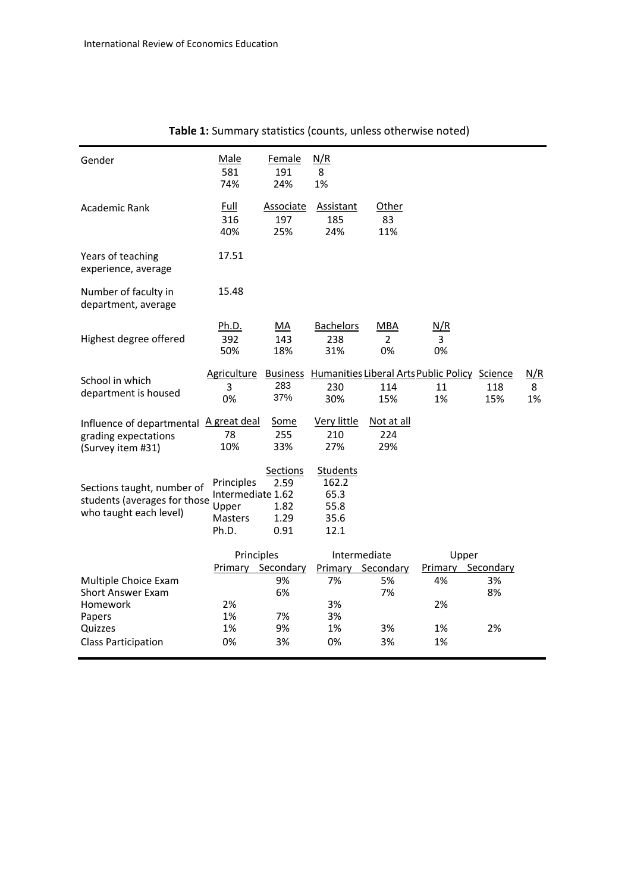**Table 1:** Summary statistics (counts, unless otherwise noted)

| | | | | | | | |
|---|---|---|---|---|---|---|---|
| Gender | Male | Female | N/R | | | | |
| | 581 | 191 | 8 | | | | |
| | 74% | 24% | 1% | | | | |
| Academic Rank | Full | Associate | Assistant | Other | | | |
| | 316 | 197 | 185 | 83 | | | |
| | 40% | 25% | 24% | 11% | | | |
| Years of teaching experience, average | 17.51 | | | | | | |
| Number of faculty in department, average | 15.48 | | | | | | |
| Highest degree offered | Ph.D. | MA | Bachelors | MBA | N/R | | |
| | 392 | 143 | 238 | 2 | 3 | | |
| | 50% | 18% | 31% | 0% | 0% | | |
| School in which department is housed | Agriculture | Business | Humanities | Liberal Arts | Public Policy | Science | N/R |
| | 3 | 283 | 230 | 114 | 11 | 118 | 8 |
| | 0% | 37% | 30% | 15% | 1% | 15% | 1% |
| Influence of departmental grading expectations (Survey item #31) | A great deal | Some | Very little | Not at all | | | |
| | 78 | 255 | 210 | 224 | | | |
| | 10% | 33% | 27% | 29% | | | |

| Sections taught, number of students (averages for those who taught each level) | | Sections | Students |
|---|---|---|---|
| | Principles | 2.59 | 162.2 |
| | Intermediate | 1.62 | 65.3 |
| | Upper | 1.82 | 55.8 |
| | Masters | 1.29 | 35.6 |
| | Ph.D. | 0.91 | 12.1 |

| | Principles | | Intermediate | | Upper | |
|---|---|---|---|---|---|---|
| | Primary | Secondary | Primary | Secondary | Primary | Secondary |
| Multiple Choice Exam | | 9% | 7% | 5% | 4% | 3% |
| Short Answer Exam | | 6% | | 7% | | 8% |
| Homework | 2% | | 3% | | 2% | |
| Papers | 1% | 7% | 3% | | | |
| Quizzes | 1% | 9% | 1% | 3% | 1% | 2% |
| Class Participation | 0% | 3% | 0% | 3% | 1% | |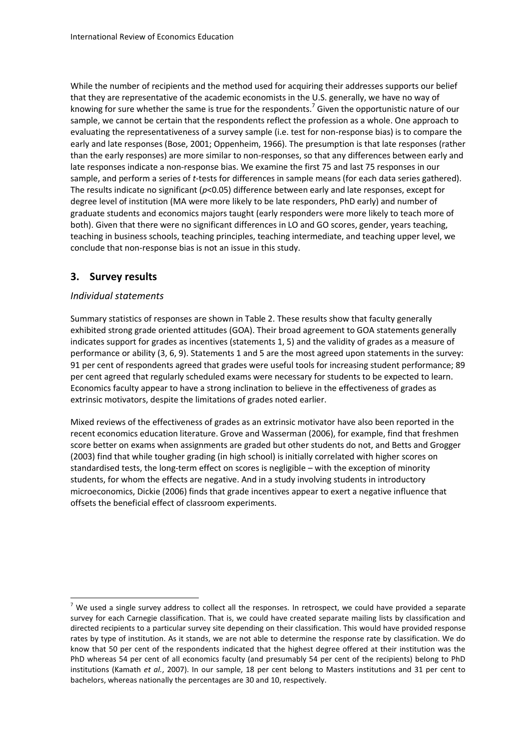While the number of recipients and the method used for acquiring their addresses supports our belief that they are representative of the academic economists in the U.S. generally, we have no way of knowing for sure whether the same is true for the respondents.[7] Given the opportunistic nature of our sample, we cannot be certain that the respondents reflect the profession as a whole. One approach to evaluating the representativeness of a survey sample (i.e. test for non-response bias) is to compare the early and late responses (Bose, 2001; Oppenheim, 1966). The presumption is that late responses (rather than the early responses) are more similar to non-responses, so that any differences between early and late responses indicate a non-response bias. We examine the first 75 and last 75 responses in our sample, and perform a series of *t*-tests for differences in sample means (for each data series gathered). The results indicate no significant ($p<0.05$) difference between early and late responses, except for degree level of institution (MA were more likely to be late responders, PhD early) and number of graduate students and economics majors taught (early responders were more likely to teach more of both). Given that there were no significant differences in LO and GO scores, gender, years teaching, teaching in business schools, teaching principles, teaching intermediate, and teaching upper level, we conclude that non-response bias is not an issue in this study.

## 3. Survey results

### *Individual statements*

Summary statistics of responses are shown in Table 2. These results show that faculty generally exhibited strong grade oriented attitudes (GOA). Their broad agreement to GOA statements generally indicates support for grades as incentives (statements 1, 5) and the validity of grades as a measure of performance or ability (3, 6, 9). Statements 1 and 5 are the most agreed upon statements in the survey: 91 per cent of respondents agreed that grades were useful tools for increasing student performance; 89 per cent agreed that regularly scheduled exams were necessary for students to be expected to learn. Economics faculty appear to have a strong inclination to believe in the effectiveness of grades as extrinsic motivators, despite the limitations of grades noted earlier.

Mixed reviews of the effectiveness of grades as an extrinsic motivator have also been reported in the recent economics education literature. Grove and Wasserman (2006), for example, find that freshmen score better on exams when assignments are graded but other students do not, and Betts and Grogger (2003) find that while tougher grading (in high school) is initially correlated with higher scores on standardised tests, the long-term effect on scores is negligible – with the exception of minority students, for whom the effects are negative. And in a study involving students in introductory microeconomics, Dickie (2006) finds that grade incentives appear to exert a negative influence that offsets the beneficial effect of classroom experiments.

[7] We used a single survey address to collect all the responses. In retrospect, we could have provided a separate survey for each Carnegie classification. That is, we could have created separate mailing lists by classification and directed recipients to a particular survey site depending on their classification. This would have provided response rates by type of institution. As it stands, we are not able to determine the response rate by classification. We do know that 50 per cent of the respondents indicated that the highest degree offered at their institution was the PhD whereas 54 per cent of all economics faculty (and presumably 54 per cent of the recipients) belong to PhD institutions (Kamath *et al.*, 2007). In our sample, 18 per cent belong to Masters institutions and 31 per cent to bachelors, whereas nationally the percentages are 30 and 10, respectively.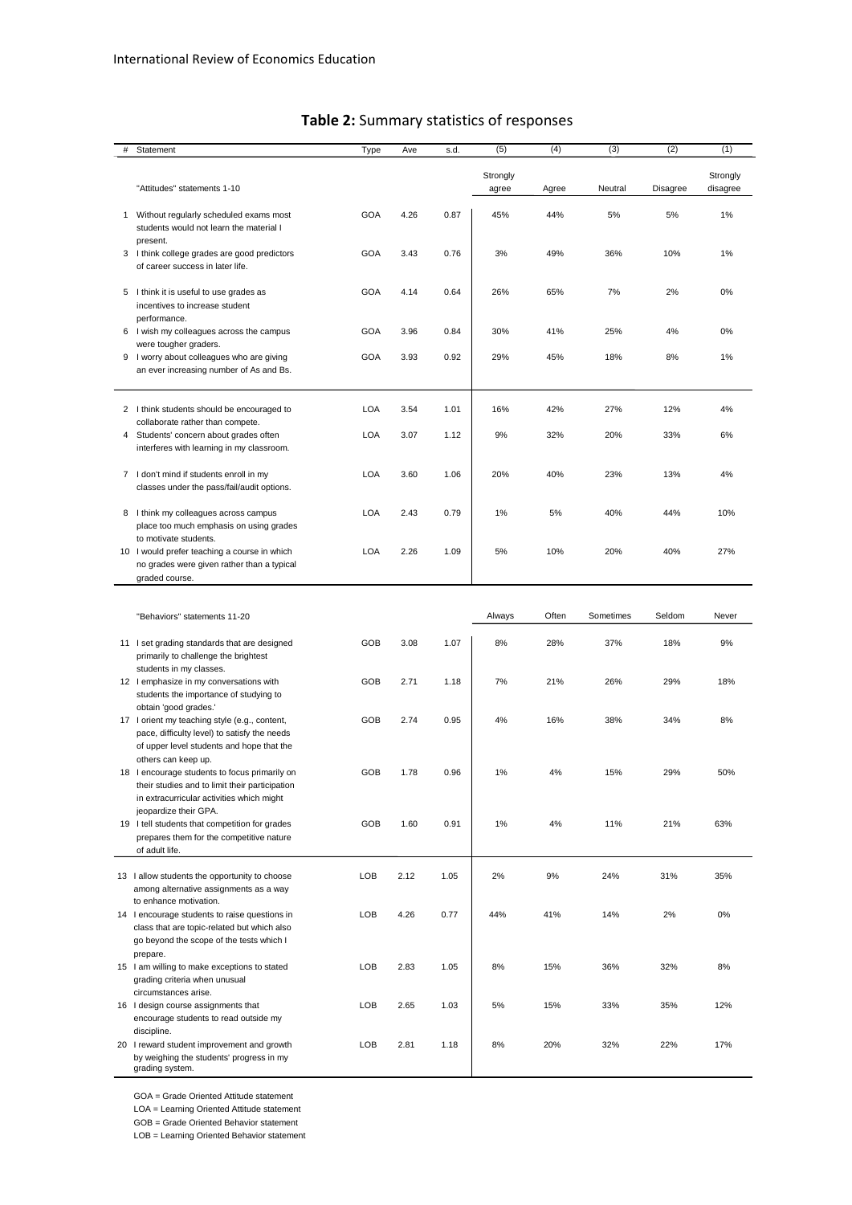**Table 2:** Summary statistics of responses

| # | Statement | Type | Ave | s.d. | (5) | (4) | (3) | (2) | (1) |
|---|---|---|---|---|---|---|---|---|---|
| | "Attitudes" statements 1-10 | | | | Strongly agree | Agree | Neutral | Disagree | Strongly disagree |
| 1 | Without regularly scheduled exams most students would not learn the material I present. | GOA | 4.26 | 0.87 | 45% | 44% | 5% | 5% | 1% |
| 3 | I think college grades are good predictors of career success in later life. | GOA | 3.43 | 0.76 | 3% | 49% | 36% | 10% | 1% |
| 5 | I think it is useful to use grades as incentives to increase student performance. | GOA | 4.14 | 0.64 | 26% | 65% | 7% | 2% | 0% |
| 6 | I wish my colleagues across the campus were tougher graders. | GOA | 3.96 | 0.84 | 30% | 41% | 25% | 4% | 0% |
| 9 | I worry about colleagues who are giving an ever increasing number of As and Bs. | GOA | 3.93 | 0.92 | 29% | 45% | 18% | 8% | 1% |
| 2 | I think students should be encouraged to collaborate rather than compete. | LOA | 3.54 | 1.01 | 16% | 42% | 27% | 12% | 4% |
| 4 | Students' concern about grades often interferes with learning in my classroom. | LOA | 3.07 | 1.12 | 9% | 32% | 20% | 33% | 6% |
| 7 | I don't mind if students enroll in my classes under the pass/fail/audit options. | LOA | 3.60 | 1.06 | 20% | 40% | 23% | 13% | 4% |
| 8 | I think my colleagues across campus place too much emphasis on using grades to motivate students. | LOA | 2.43 | 0.79 | 1% | 5% | 40% | 44% | 10% |
| 10 | I would prefer teaching a course in which no grades were given rather than a typical graded course. | LOA | 2.26 | 1.09 | 5% | 10% | 20% | 40% | 27% |
| | "Behaviors" statements 11-20 | | | | Always | Often | Sometimes | Seldom | Never |
| 11 | I set grading standards that are designed primarily to challenge the brightest students in my classes. | GOB | 3.08 | 1.07 | 8% | 28% | 37% | 18% | 9% |
| 12 | I emphasize in my conversations with students the importance of studying to obtain 'good grades.' | GOB | 2.71 | 1.18 | 7% | 21% | 26% | 29% | 18% |
| 17 | I orient my teaching style (e.g., content, pace, difficulty level) to satisfy the needs of upper level students and hope that the others can keep up. | GOB | 2.74 | 0.95 | 4% | 16% | 38% | 34% | 8% |
| 18 | I encourage students to focus primarily on their studies and to limit their participation in extracurricular activities which might jeopardize their GPA. | GOB | 1.78 | 0.96 | 1% | 4% | 15% | 29% | 50% |
| 19 | I tell students that competition for grades prepares them for the competitive nature of adult life. | GOB | 1.60 | 0.91 | 1% | 4% | 11% | 21% | 63% |
| 13 | I allow students the opportunity to choose among alternative assignments as a way to enhance motivation. | LOB | 2.12 | 1.05 | 2% | 9% | 24% | 31% | 35% |
| 14 | I encourage students to raise questions in class that are topic-related but which also go beyond the scope of the tests which I prepare. | LOB | 4.26 | 0.77 | 44% | 41% | 14% | 2% | 0% |
| 15 | I am willing to make exceptions to stated grading criteria when unusual circumstances arise. | LOB | 2.83 | 1.05 | 8% | 15% | 36% | 32% | 8% |
| 16 | I design course assignments that encourage students to read outside my discipline. | LOB | 2.65 | 1.03 | 5% | 15% | 33% | 35% | 12% |
| 20 | I reward student improvement and growth by weighing the students' progress in my grading system. | LOB | 2.81 | 1.18 | 8% | 20% | 32% | 22% | 17% |

GOA = Grade Oriented Attitude statement
LOA = Learning Oriented Attitude statement
GOB = Grade Oriented Behavior statement
LOB = Learning Oriented Behavior statement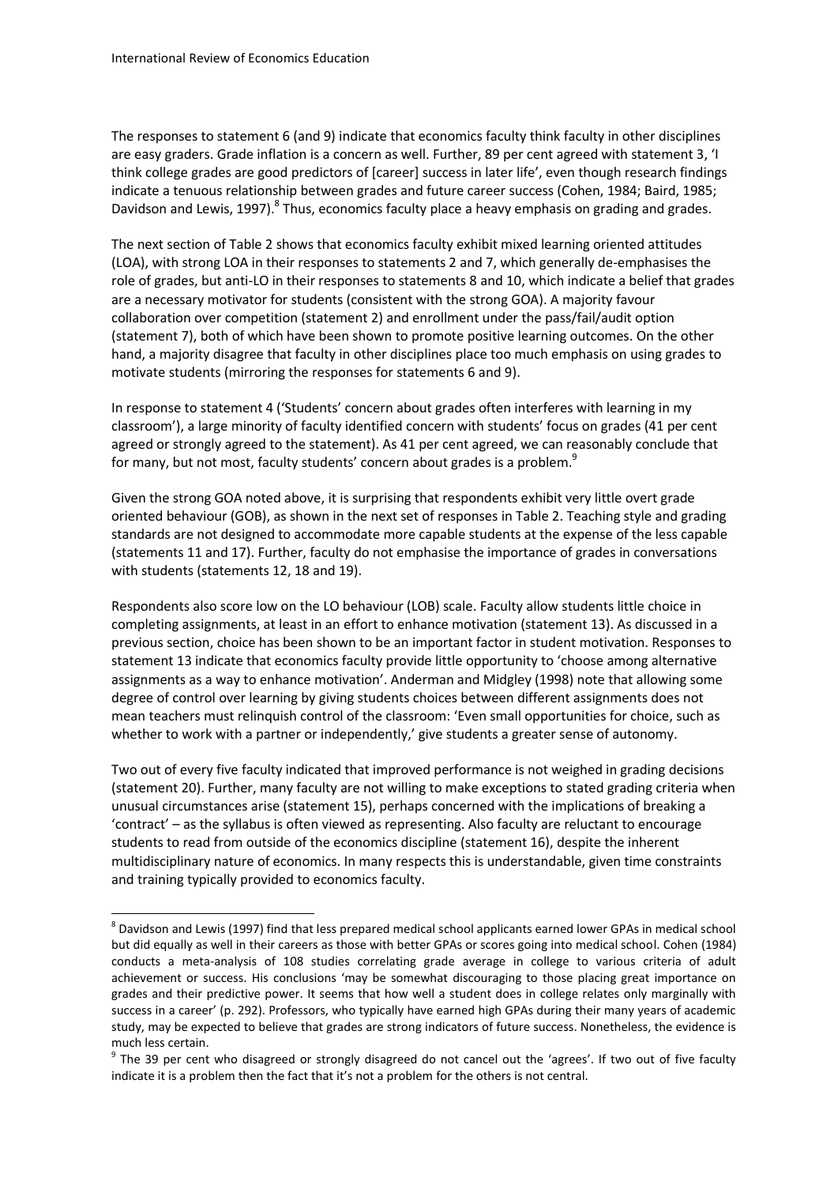The responses to statement 6 (and 9) indicate that economics faculty think faculty in other disciplines are easy graders. Grade inflation is a concern as well. Further, 89 per cent agreed with statement 3, 'I think college grades are good predictors of [career] success in later life', even though research findings indicate a tenuous relationship between grades and future career success (Cohen, 1984; Baird, 1985; Davidson and Lewis, 1997).[8] Thus, economics faculty place a heavy emphasis on grading and grades.

The next section of Table 2 shows that economics faculty exhibit mixed learning oriented attitudes (LOA), with strong LOA in their responses to statements 2 and 7, which generally de-emphasises the role of grades, but anti-LO in their responses to statements 8 and 10, which indicate a belief that grades are a necessary motivator for students (consistent with the strong GOA). A majority favour collaboration over competition (statement 2) and enrollment under the pass/fail/audit option (statement 7), both of which have been shown to promote positive learning outcomes. On the other hand, a majority disagree that faculty in other disciplines place too much emphasis on using grades to motivate students (mirroring the responses for statements 6 and 9).

In response to statement 4 ('Students' concern about grades often interferes with learning in my classroom'), a large minority of faculty identified concern with students' focus on grades (41 per cent agreed or strongly agreed to the statement). As 41 per cent agreed, we can reasonably conclude that for many, but not most, faculty students' concern about grades is a problem.[9]

Given the strong GOA noted above, it is surprising that respondents exhibit very little overt grade oriented behaviour (GOB), as shown in the next set of responses in Table 2. Teaching style and grading standards are not designed to accommodate more capable students at the expense of the less capable (statements 11 and 17). Further, faculty do not emphasise the importance of grades in conversations with students (statements 12, 18 and 19).

Respondents also score low on the LO behaviour (LOB) scale. Faculty allow students little choice in completing assignments, at least in an effort to enhance motivation (statement 13). As discussed in a previous section, choice has been shown to be an important factor in student motivation. Responses to statement 13 indicate that economics faculty provide little opportunity to 'choose among alternative assignments as a way to enhance motivation'. Anderman and Midgley (1998) note that allowing some degree of control over learning by giving students choices between different assignments does not mean teachers must relinquish control of the classroom: 'Even small opportunities for choice, such as whether to work with a partner or independently,' give students a greater sense of autonomy.

Two out of every five faculty indicated that improved performance is not weighed in grading decisions (statement 20). Further, many faculty are not willing to make exceptions to stated grading criteria when unusual circumstances arise (statement 15), perhaps concerned with the implications of breaking a 'contract' – as the syllabus is often viewed as representing. Also faculty are reluctant to encourage students to read from outside of the economics discipline (statement 16), despite the inherent multidisciplinary nature of economics. In many respects this is understandable, given time constraints and training typically provided to economics faculty.

---

[8] Davidson and Lewis (1997) find that less prepared medical school applicants earned lower GPAs in medical school but did equally as well in their careers as those with better GPAs or scores going into medical school. Cohen (1984) conducts a meta-analysis of 108 studies correlating grade average in college to various criteria of adult achievement or success. His conclusions 'may be somewhat discouraging to those placing great importance on grades and their predictive power. It seems that how well a student does in college relates only marginally with success in a career' (p. 292). Professors, who typically have earned high GPAs during their many years of academic study, may be expected to believe that grades are strong indicators of future success. Nonetheless, the evidence is much less certain.

[9] The 39 per cent who disagreed or strongly disagreed do not cancel out the 'agrees'. If two out of five faculty indicate it is a problem then the fact that it's not a problem for the others is not central.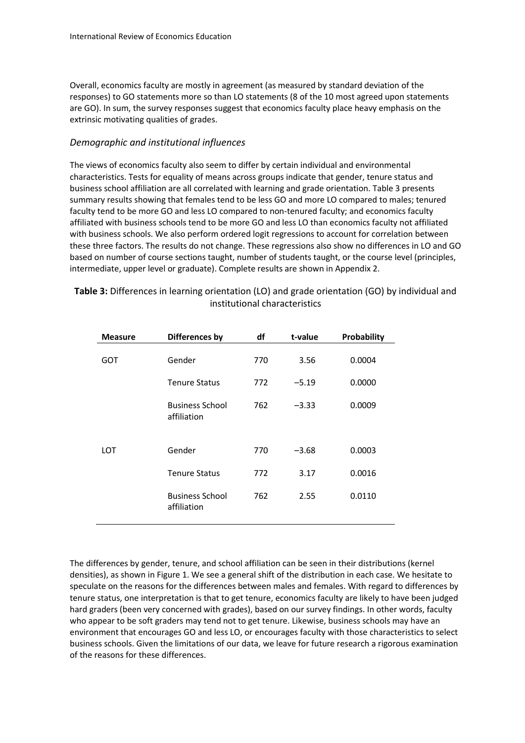Overall, economics faculty are mostly in agreement (as measured by standard deviation of the responses) to GO statements more so than LO statements (8 of the 10 most agreed upon statements are GO). In sum, the survey responses suggest that economics faculty place heavy emphasis on the extrinsic motivating qualities of grades.

### *Demographic and institutional influences*

The views of economics faculty also seem to differ by certain individual and environmental characteristics. Tests for equality of means across groups indicate that gender, tenure status and business school affiliation are all correlated with learning and grade orientation. Table 3 presents summary results showing that females tend to be less GO and more LO compared to males; tenured faculty tend to be more GO and less LO compared to non-tenured faculty; and economics faculty affiliated with business schools tend to be more GO and less LO than economics faculty not affiliated with business schools. We also perform ordered logit regressions to account for correlation between these three factors. The results do not change. These regressions also show no differences in LO and GO based on number of course sections taught, number of students taught, or the course level (principles, intermediate, upper level or graduate). Complete results are shown in Appendix 2.

**Table 3:** Differences in learning orientation (LO) and grade orientation (GO) by individual and institutional characteristics

| Measure | Differences by | df | t-value | Probability |
|---|---|---|---|---|
| GOT | Gender | 770 | 3.56 | 0.0004 |
| | Tenure Status | 772 | –5.19 | 0.0000 |
| | Business School affiliation | 762 | –3.33 | 0.0009 |
| LOT | Gender | 770 | –3.68 | 0.0003 |
| | Tenure Status | 772 | 3.17 | 0.0016 |
| | Business School affiliation | 762 | 2.55 | 0.0110 |

The differences by gender, tenure, and school affiliation can be seen in their distributions (kernel densities), as shown in Figure 1. We see a general shift of the distribution in each case. We hesitate to speculate on the reasons for the differences between males and females. With regard to differences by tenure status, one interpretation is that to get tenure, economics faculty are likely to have been judged hard graders (been very concerned with grades), based on our survey findings. In other words, faculty who appear to be soft graders may tend not to get tenure. Likewise, business schools may have an environment that encourages GO and less LO, or encourages faculty with those characteristics to select business schools. Given the limitations of our data, we leave for future research a rigorous examination of the reasons for these differences.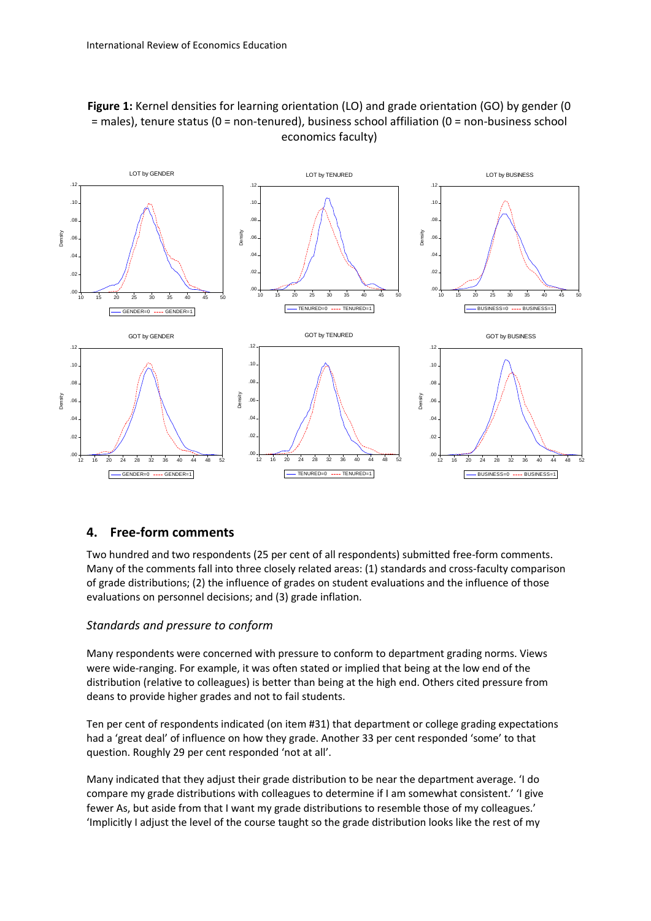**Figure 1:** Kernel densities for learning orientation (LO) and grade orientation (GO) by gender (0 = males), tenure status (0 = non-tenured), business school affiliation (0 = non-business school economics faculty)

## 4. Free-form comments

Two hundred and two respondents (25 per cent of all respondents) submitted free-form comments. Many of the comments fall into three closely related areas: (1) standards and cross-faculty comparison of grade distributions; (2) the influence of grades on student evaluations and the influence of those evaluations on personnel decisions; and (3) grade inflation.

### *Standards and pressure to conform*

Many respondents were concerned with pressure to conform to department grading norms. Views were wide-ranging. For example, it was often stated or implied that being at the low end of the distribution (relative to colleagues) is better than being at the high end. Others cited pressure from deans to provide higher grades and not to fail students.

Ten per cent of respondents indicated (on item #31) that department or college grading expectations had a 'great deal' of influence on how they grade. Another 33 per cent responded 'some' to that question. Roughly 29 per cent responded 'not at all'.

Many indicated that they adjust their grade distribution to be near the department average. 'I do compare my grade distributions with colleagues to determine if I am somewhat consistent.' 'I give fewer As, but aside from that I want my grade distributions to resemble those of my colleagues.' 'Implicitly I adjust the level of the course taught so the grade distribution looks like the rest of my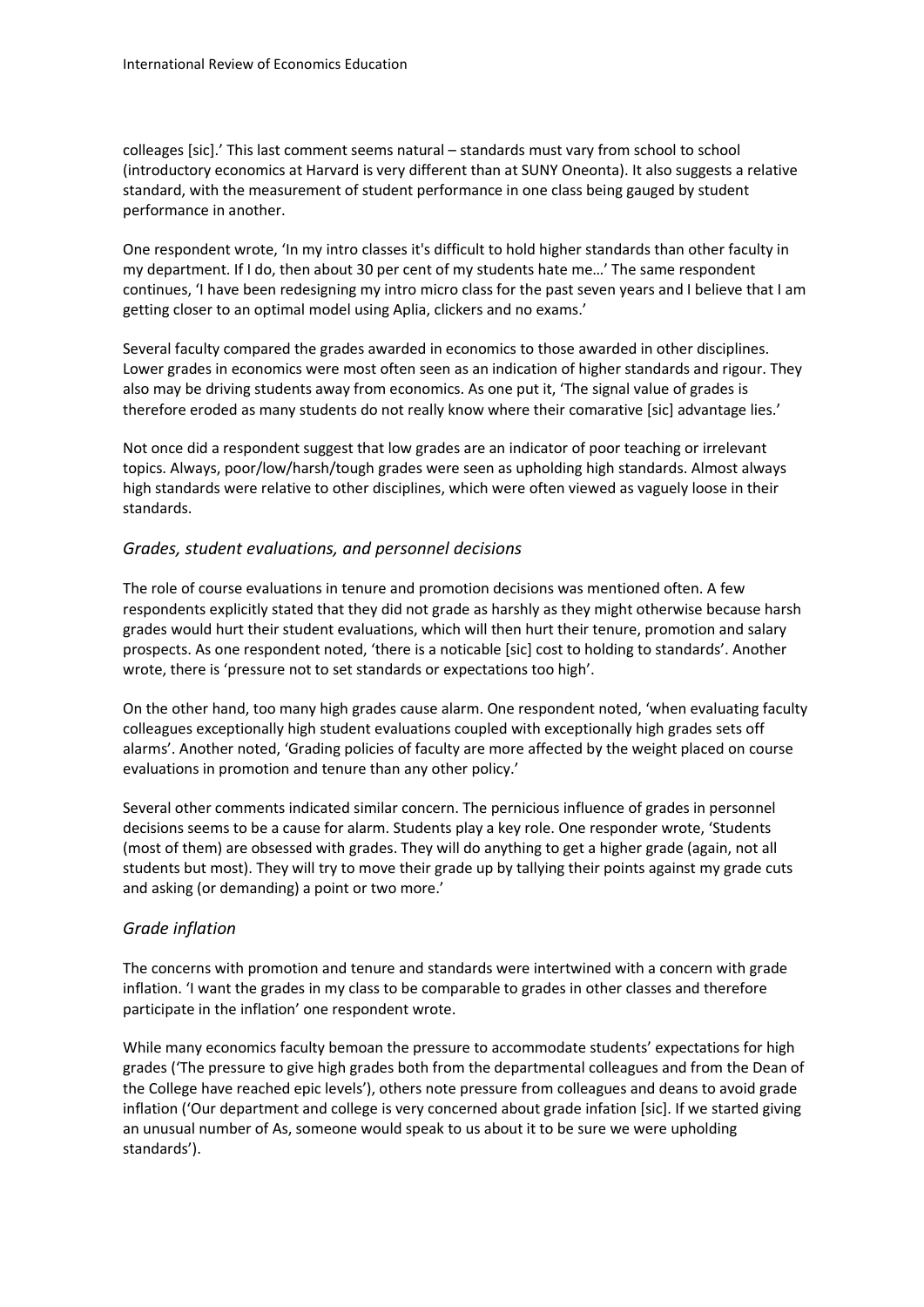colleagues [sic].' This last comment seems natural – standards must vary from school to school (introductory economics at Harvard is very different than at SUNY Oneonta). It also suggests a relative standard, with the measurement of student performance in one class being gauged by student performance in another.

One respondent wrote, 'In my intro classes it's difficult to hold higher standards than other faculty in my department. If I do, then about 30 per cent of my students hate me…' The same respondent continues, 'I have been redesigning my intro micro class for the past seven years and I believe that I am getting closer to an optimal model using Aplia, clickers and no exams.'

Several faculty compared the grades awarded in economics to those awarded in other disciplines. Lower grades in economics were most often seen as an indication of higher standards and rigour. They also may be driving students away from economics. As one put it, 'The signal value of grades is therefore eroded as many students do not really know where their comarative [sic] advantage lies.'

Not once did a respondent suggest that low grades are an indicator of poor teaching or irrelevant topics. Always, poor/low/harsh/tough grades were seen as upholding high standards. Almost always high standards were relative to other disciplines, which were often viewed as vaguely loose in their standards.

### *Grades, student evaluations, and personnel decisions*

The role of course evaluations in tenure and promotion decisions was mentioned often. A few respondents explicitly stated that they did not grade as harshly as they might otherwise because harsh grades would hurt their student evaluations, which will then hurt their tenure, promotion and salary prospects. As one respondent noted, 'there is a noticable [sic] cost to holding to standards'. Another wrote, there is 'pressure not to set standards or expectations too high'.

On the other hand, too many high grades cause alarm. One respondent noted, 'when evaluating faculty colleagues exceptionally high student evaluations coupled with exceptionally high grades sets off alarms'. Another noted, 'Grading policies of faculty are more affected by the weight placed on course evaluations in promotion and tenure than any other policy.'

Several other comments indicated similar concern. The pernicious influence of grades in personnel decisions seems to be a cause for alarm. Students play a key role. One responder wrote, 'Students (most of them) are obsessed with grades. They will do anything to get a higher grade (again, not all students but most). They will try to move their grade up by tallying their points against my grade cuts and asking (or demanding) a point or two more.'

### *Grade inflation*

The concerns with promotion and tenure and standards were intertwined with a concern with grade inflation. 'I want the grades in my class to be comparable to grades in other classes and therefore participate in the inflation' one respondent wrote.

While many economics faculty bemoan the pressure to accommodate students' expectations for high grades ('The pressure to give high grades both from the departmental colleagues and from the Dean of the College have reached epic levels'), others note pressure from colleagues and deans to avoid grade inflation ('Our department and college is very concerned about grade infation [sic]. If we started giving an unusual number of As, someone would speak to us about it to be sure we were upholding standards').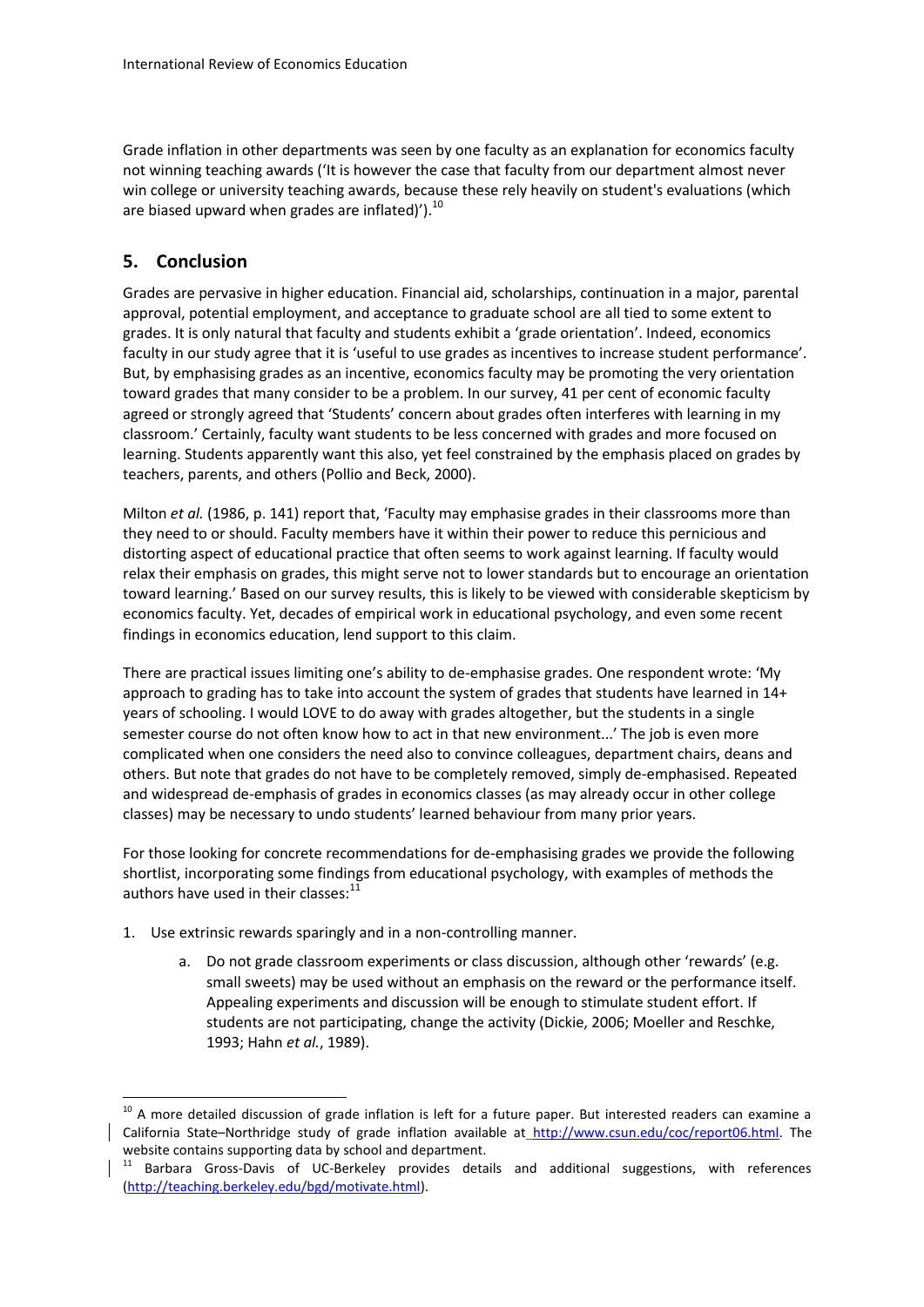Grade inflation in other departments was seen by one faculty as an explanation for economics faculty not winning teaching awards ('It is however the case that faculty from our department almost never win college or university teaching awards, because these rely heavily on student's evaluations (which are biased upward when grades are inflated)').[10]

## 5. Conclusion

Grades are pervasive in higher education. Financial aid, scholarships, continuation in a major, parental approval, potential employment, and acceptance to graduate school are all tied to some extent to grades. It is only natural that faculty and students exhibit a 'grade orientation'. Indeed, economics faculty in our study agree that it is 'useful to use grades as incentives to increase student performance'. But, by emphasising grades as an incentive, economics faculty may be promoting the very orientation toward grades that many consider to be a problem. In our survey, 41 per cent of economic faculty agreed or strongly agreed that 'Students' concern about grades often interferes with learning in my classroom.' Certainly, faculty want students to be less concerned with grades and more focused on learning. Students apparently want this also, yet feel constrained by the emphasis placed on grades by teachers, parents, and others (Pollio and Beck, 2000).

Milton *et al.* (1986, p. 141) report that, 'Faculty may emphasise grades in their classrooms more than they need to or should. Faculty members have it within their power to reduce this pernicious and distorting aspect of educational practice that often seems to work against learning. If faculty would relax their emphasis on grades, this might serve not to lower standards but to encourage an orientation toward learning.' Based on our survey results, this is likely to be viewed with considerable skepticism by economics faculty. Yet, decades of empirical work in educational psychology, and even some recent findings in economics education, lend support to this claim.

There are practical issues limiting one's ability to de-emphasise grades. One respondent wrote: 'My approach to grading has to take into account the system of grades that students have learned in 14+ years of schooling. I would LOVE to do away with grades altogether, but the students in a single semester course do not often know how to act in that new environment...' The job is even more complicated when one considers the need also to convince colleagues, department chairs, deans and others. But note that grades do not have to be completely removed, simply de-emphasised. Repeated and widespread de-emphasis of grades in economics classes (as may already occur in other college classes) may be necessary to undo students' learned behaviour from many prior years.

For those looking for concrete recommendations for de-emphasising grades we provide the following shortlist, incorporating some findings from educational psychology, with examples of methods the authors have used in their classes:[11]

1. Use extrinsic rewards sparingly and in a non-controlling manner.
    a. Do not grade classroom experiments or class discussion, although other 'rewards' (e.g. small sweets) may be used without an emphasis on the reward or the performance itself. Appealing experiments and discussion will be enough to stimulate student effort. If students are not participating, change the activity (Dickie, 2006; Moeller and Reschke, 1993; Hahn *et al.*, 1989).

---

[10] A more detailed discussion of grade inflation is left for a future paper. But interested readers can examine a California State–Northridge study of grade inflation available at http://www.csun.edu/coc/report06.html. The website contains supporting data by school and department.

[11] Barbara Gross-Davis of UC-Berkeley provides details and additional suggestions, with references (http://teaching.berkeley.edu/bgd/motivate.html).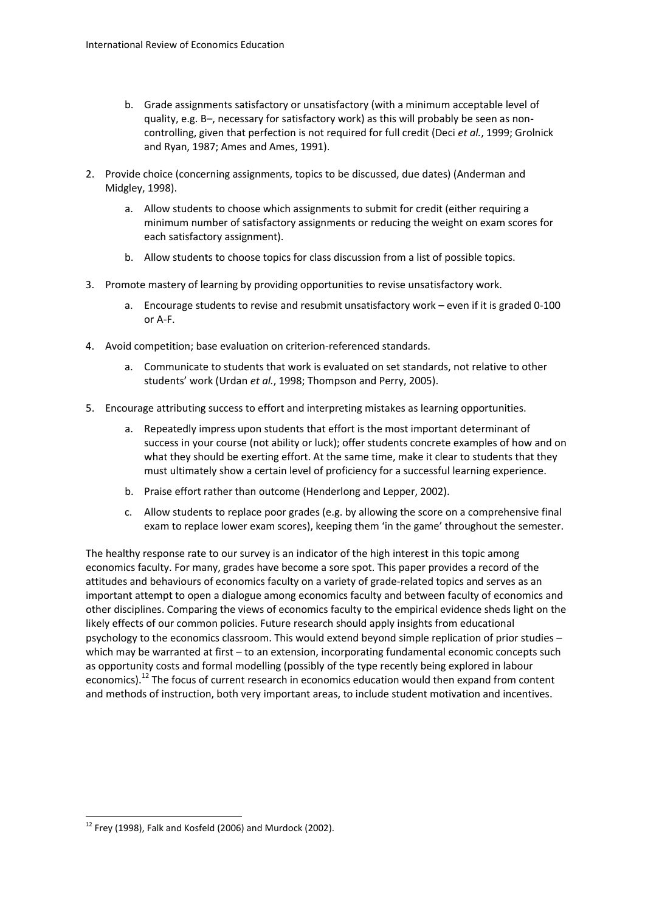b. Grade assignments satisfactory or unsatisfactory (with a minimum acceptable level of quality, e.g. B–, necessary for satisfactory work) as this will probably be seen as non-controlling, given that perfection is not required for full credit (Deci *et al.*, 1999; Grolnick and Ryan, 1987; Ames and Ames, 1991).

2. Provide choice (concerning assignments, topics to be discussed, due dates) (Anderman and Midgley, 1998).
   a. Allow students to choose which assignments to submit for credit (either requiring a minimum number of satisfactory assignments or reducing the weight on exam scores for each satisfactory assignment).
   b. Allow students to choose topics for class discussion from a list of possible topics.

3. Promote mastery of learning by providing opportunities to revise unsatisfactory work.
   a. Encourage students to revise and resubmit unsatisfactory work – even if it is graded 0-100 or A-F.

4. Avoid competition; base evaluation on criterion-referenced standards.
   a. Communicate to students that work is evaluated on set standards, not relative to other students' work (Urdan *et al.*, 1998; Thompson and Perry, 2005).

5. Encourage attributing success to effort and interpreting mistakes as learning opportunities.
   a. Repeatedly impress upon students that effort is the most important determinant of success in your course (not ability or luck); offer students concrete examples of how and on what they should be exerting effort. At the same time, make it clear to students that they must ultimately show a certain level of proficiency for a successful learning experience.
   b. Praise effort rather than outcome (Henderlong and Lepper, 2002).
   c. Allow students to replace poor grades (e.g. by allowing the score on a comprehensive final exam to replace lower exam scores), keeping them 'in the game' throughout the semester.

The healthy response rate to our survey is an indicator of the high interest in this topic among economics faculty. For many, grades have become a sore spot. This paper provides a record of the attitudes and behaviours of economics faculty on a variety of grade-related topics and serves as an important attempt to open a dialogue among economics faculty and between faculty of economics and other disciplines. Comparing the views of economics faculty to the empirical evidence sheds light on the likely effects of our common policies. Future research should apply insights from educational psychology to the economics classroom. This would extend beyond simple replication of prior studies – which may be warranted at first – to an extension, incorporating fundamental economic concepts such as opportunity costs and formal modelling (possibly of the type recently being explored in labour economics).[12] The focus of current research in economics education would then expand from content and methods of instruction, both very important areas, to include student motivation and incentives.

[12] Frey (1998), Falk and Kosfeld (2006) and Murdock (2002).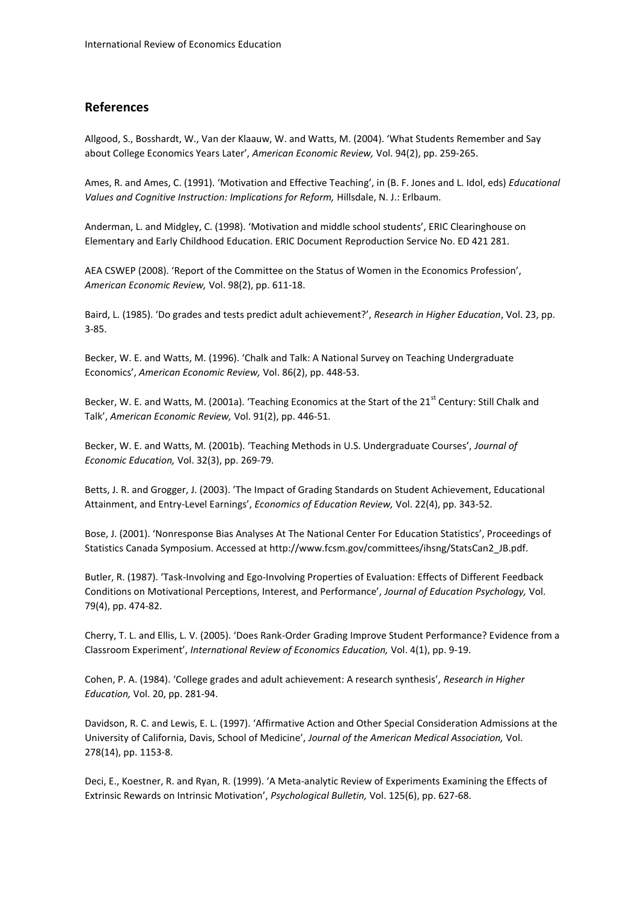## References

Allgood, S., Bosshardt, W., Van der Klaauw, W. and Watts, M. (2004). 'What Students Remember and Say about College Economics Years Later', *American Economic Review,* Vol. 94(2), pp. 259-265.

Ames, R. and Ames, C. (1991). 'Motivation and Effective Teaching', in (B. F. Jones and L. Idol, eds) *Educational Values and Cognitive Instruction: Implications for Reform,* Hillsdale, N. J.: Erlbaum.

Anderman, L. and Midgley, C. (1998). 'Motivation and middle school students', ERIC Clearinghouse on Elementary and Early Childhood Education. ERIC Document Reproduction Service No. ED 421 281.

AEA CSWEP (2008). 'Report of the Committee on the Status of Women in the Economics Profession', *American Economic Review,* Vol. 98(2), pp. 611-18.

Baird, L. (1985). 'Do grades and tests predict adult achievement?', *Research in Higher Education*, Vol. 23, pp. 3-85.

Becker, W. E. and Watts, M. (1996). 'Chalk and Talk: A National Survey on Teaching Undergraduate Economics', *American Economic Review,* Vol. 86(2), pp. 448-53.

Becker, W. E. and Watts, M. (2001a). 'Teaching Economics at the Start of the 21st Century: Still Chalk and Talk', *American Economic Review,* Vol. 91(2), pp. 446-51.

Becker, W. E. and Watts, M. (2001b). 'Teaching Methods in U.S. Undergraduate Courses', *Journal of Economic Education,* Vol. 32(3), pp. 269-79.

Betts, J. R. and Grogger, J. (2003). 'The Impact of Grading Standards on Student Achievement, Educational Attainment, and Entry-Level Earnings', *Economics of Education Review,* Vol. 22(4), pp. 343-52.

Bose, J. (2001). 'Nonresponse Bias Analyses At The National Center For Education Statistics', Proceedings of Statistics Canada Symposium. Accessed at http://www.fcsm.gov/committees/ihsng/StatsCan2_JB.pdf.

Butler, R. (1987). 'Task-Involving and Ego-Involving Properties of Evaluation: Effects of Different Feedback Conditions on Motivational Perceptions, Interest, and Performance', *Journal of Education Psychology,* Vol. 79(4), pp. 474-82.

Cherry, T. L. and Ellis, L. V. (2005). 'Does Rank-Order Grading Improve Student Performance? Evidence from a Classroom Experiment', *International Review of Economics Education,* Vol. 4(1), pp. 9-19.

Cohen, P. A. (1984). 'College grades and adult achievement: A research synthesis', *Research in Higher Education,* Vol. 20, pp. 281-94.

Davidson, R. C. and Lewis, E. L. (1997). 'Affirmative Action and Other Special Consideration Admissions at the University of California, Davis, School of Medicine', *Journal of the American Medical Association,* Vol. 278(14), pp. 1153-8.

Deci, E., Koestner, R. and Ryan, R. (1999). 'A Meta-analytic Review of Experiments Examining the Effects of Extrinsic Rewards on Intrinsic Motivation', *Psychological Bulletin,* Vol. 125(6), pp. 627-68.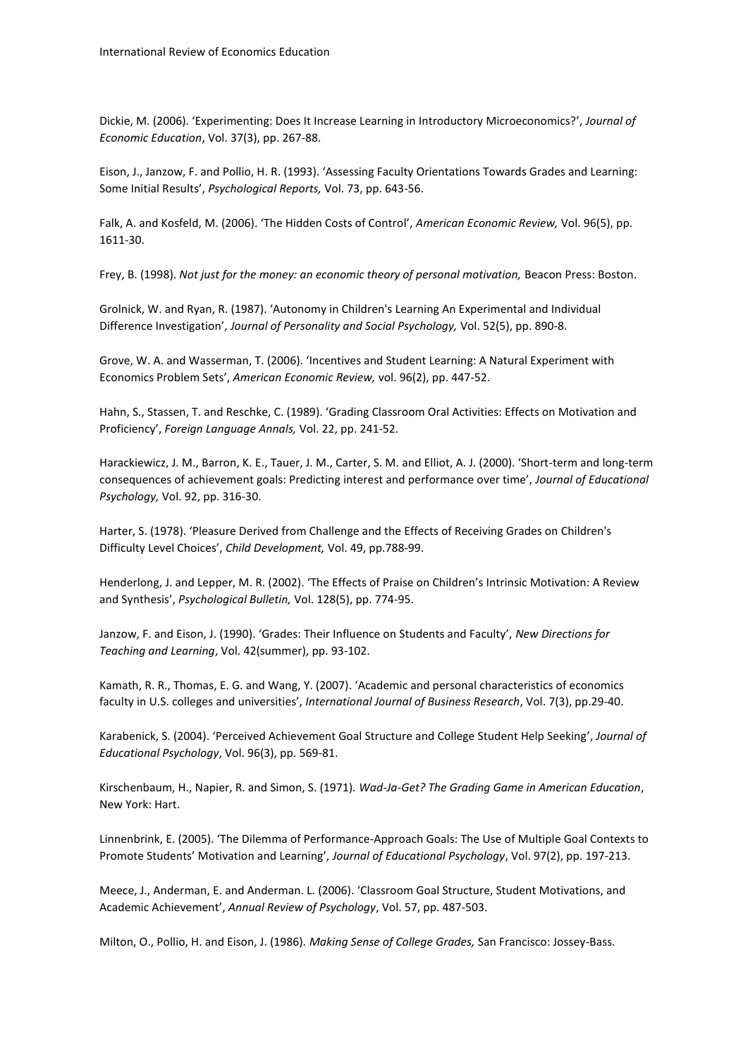Dickie, M. (2006). 'Experimenting: Does It Increase Learning in Introductory Microeconomics?', *Journal of Economic Education*, Vol. 37(3), pp. 267-88.

Eison, J., Janzow, F. and Pollio, H. R. (1993). 'Assessing Faculty Orientations Towards Grades and Learning: Some Initial Results', *Psychological Reports,* Vol. 73, pp. 643-56.

Falk, A. and Kosfeld, M. (2006). 'The Hidden Costs of Control', *American Economic Review,* Vol. 96(5), pp. 1611-30.

Frey, B. (1998). *Not just for the money: an economic theory of personal motivation,* Beacon Press: Boston.

Grolnick, W. and Ryan, R. (1987). 'Autonomy in Children's Learning An Experimental and Individual Difference Investigation', *Journal of Personality and Social Psychology,* Vol. 52(5), pp. 890-8.

Grove, W. A. and Wasserman, T. (2006). 'Incentives and Student Learning: A Natural Experiment with Economics Problem Sets', *American Economic Review,* vol. 96(2), pp. 447-52.

Hahn, S., Stassen, T. and Reschke, C. (1989). 'Grading Classroom Oral Activities: Effects on Motivation and Proficiency', *Foreign Language Annals,* Vol. 22, pp. 241-52.

Harackiewicz, J. M., Barron, K. E., Tauer, J. M., Carter, S. M. and Elliot, A. J. (2000). 'Short-term and long-term consequences of achievement goals: Predicting interest and performance over time', *Journal of Educational Psychology,* Vol. 92, pp. 316-30.

Harter, S. (1978). 'Pleasure Derived from Challenge and the Effects of Receiving Grades on Children's Difficulty Level Choices', *Child Development,* Vol. 49, pp.788-99.

Henderlong, J. and Lepper, M. R. (2002). 'The Effects of Praise on Children's Intrinsic Motivation: A Review and Synthesis', *Psychological Bulletin,* Vol. 128(5), pp. 774-95.

Janzow, F. and Eison, J. (1990). 'Grades: Their Influence on Students and Faculty', *New Directions for Teaching and Learning*, Vol. 42(summer), pp. 93-102.

Kamath, R. R., Thomas, E. G. and Wang, Y. (2007). 'Academic and personal characteristics of economics faculty in U.S. colleges and universities', *International Journal of Business Research*, Vol. 7(3), pp.29-40.

Karabenick, S. (2004). 'Perceived Achievement Goal Structure and College Student Help Seeking', *Journal of Educational Psychology*, Vol. 96(3), pp. 569-81.

Kirschenbaum, H., Napier, R. and Simon, S. (1971). *Wad-Ja-Get? The Grading Game in American Education*, New York: Hart.

Linnenbrink, E. (2005). 'The Dilemma of Performance-Approach Goals: The Use of Multiple Goal Contexts to Promote Students' Motivation and Learning', *Journal of Educational Psychology*, Vol. 97(2), pp. 197-213.

Meece, J., Anderman, E. and Anderman. L. (2006). 'Classroom Goal Structure, Student Motivations, and Academic Achievement', *Annual Review of Psychology*, Vol. 57, pp. 487-503.

Milton, O., Pollio, H. and Eison, J. (1986). *Making Sense of College Grades,* San Francisco: Jossey-Bass.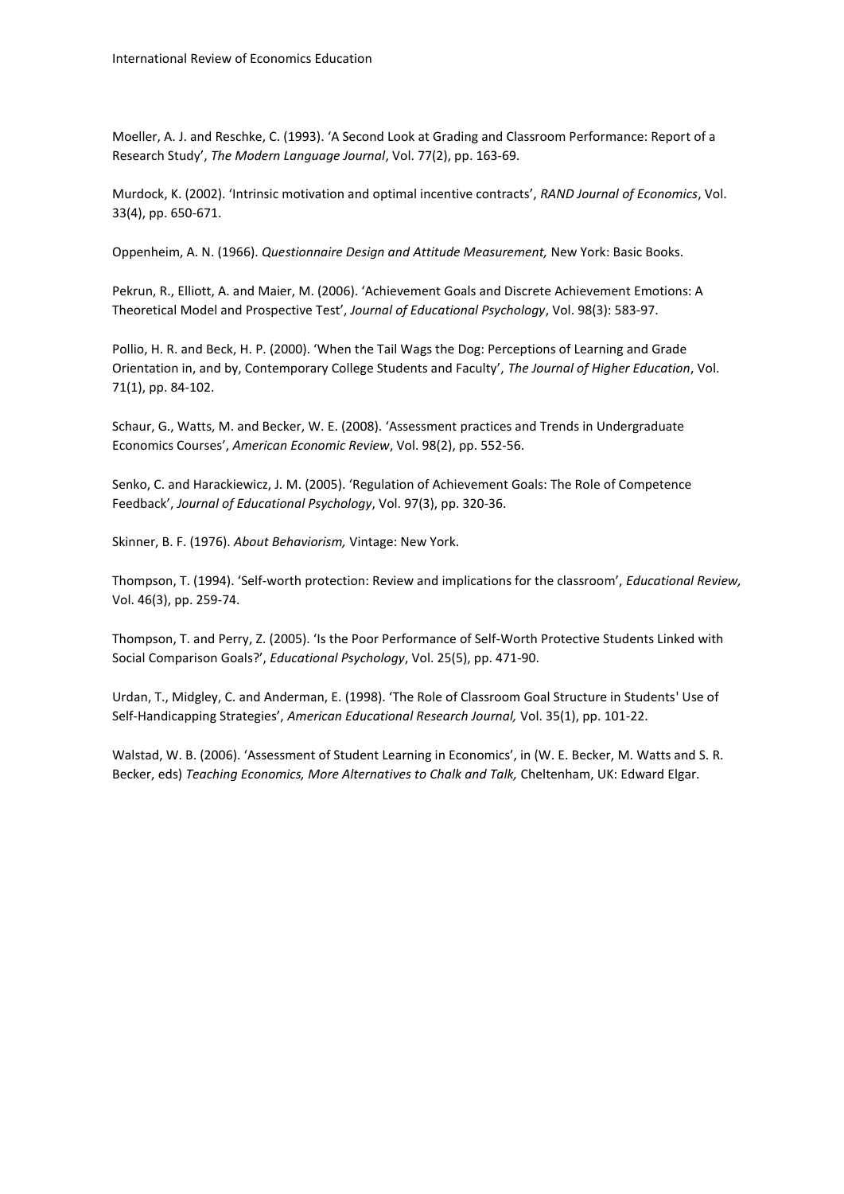Moeller, A. J. and Reschke, C. (1993). 'A Second Look at Grading and Classroom Performance: Report of a Research Study', *The Modern Language Journal*, Vol. 77(2), pp. 163-69.

Murdock, K. (2002). 'Intrinsic motivation and optimal incentive contracts', *RAND Journal of Economics*, Vol. 33(4), pp. 650-671.

Oppenheim, A. N. (1966). *Questionnaire Design and Attitude Measurement,* New York: Basic Books.

Pekrun, R., Elliott, A. and Maier, M. (2006). 'Achievement Goals and Discrete Achievement Emotions: A Theoretical Model and Prospective Test', *Journal of Educational Psychology*, Vol. 98(3): 583-97.

Pollio, H. R. and Beck, H. P. (2000). 'When the Tail Wags the Dog: Perceptions of Learning and Grade Orientation in, and by, Contemporary College Students and Faculty', *The Journal of Higher Education*, Vol. 71(1), pp. 84-102.

Schaur, G., Watts, M. and Becker, W. E. (2008). 'Assessment practices and Trends in Undergraduate Economics Courses', *American Economic Review*, Vol. 98(2), pp. 552-56.

Senko, C. and Harackiewicz, J. M. (2005). 'Regulation of Achievement Goals: The Role of Competence Feedback', *Journal of Educational Psychology*, Vol. 97(3), pp. 320-36.

Skinner, B. F. (1976). *About Behaviorism,* Vintage: New York.

Thompson, T. (1994). 'Self-worth protection: Review and implications for the classroom', *Educational Review,* Vol. 46(3), pp. 259-74.

Thompson, T. and Perry, Z. (2005). 'Is the Poor Performance of Self-Worth Protective Students Linked with Social Comparison Goals?', *Educational Psychology*, Vol. 25(5), pp. 471-90.

Urdan, T., Midgley, C. and Anderman, E. (1998). 'The Role of Classroom Goal Structure in Students' Use of Self-Handicapping Strategies', *American Educational Research Journal,* Vol. 35(1), pp. 101-22.

Walstad, W. B. (2006). 'Assessment of Student Learning in Economics', in (W. E. Becker, M. Watts and S. R. Becker, eds) *Teaching Economics, More Alternatives to Chalk and Talk,* Cheltenham, UK: Edward Elgar.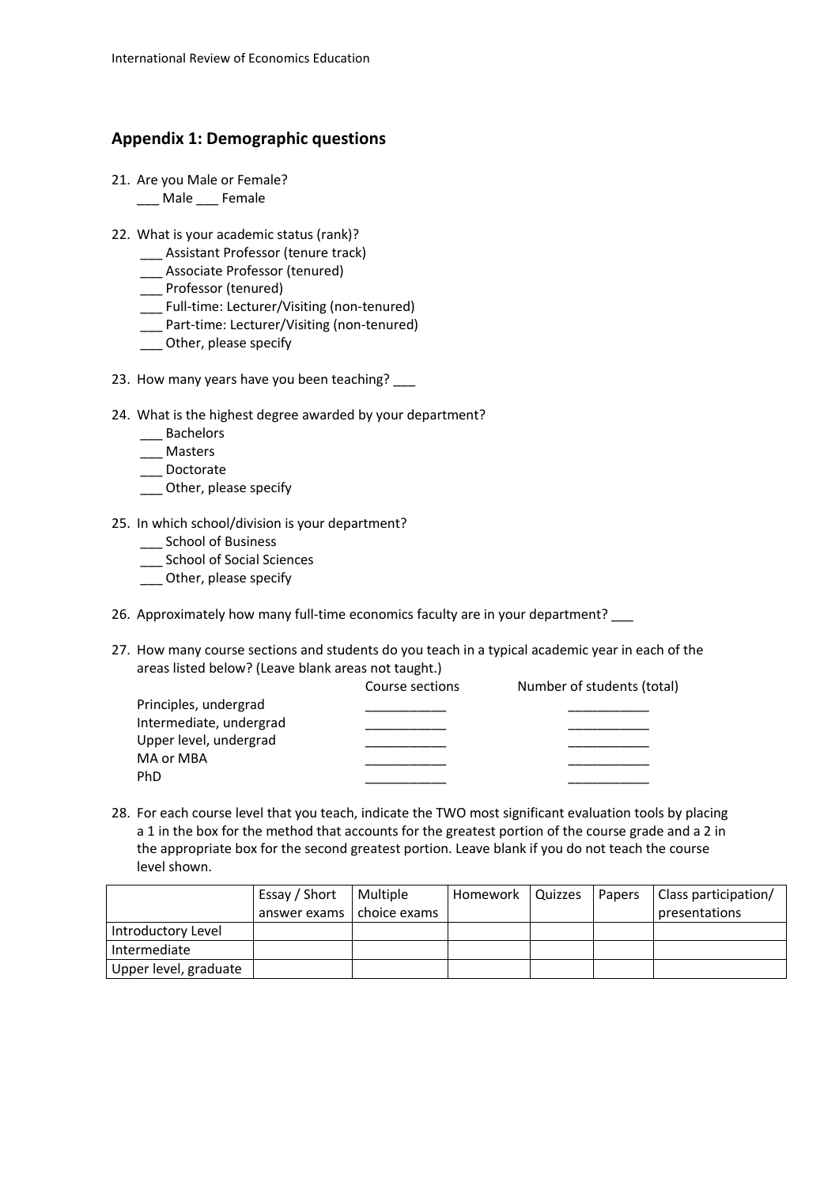## Appendix 1: Demographic questions

21. Are you Male or Female?
    ___ Male ___ Female

22. What is your academic status (rank)?
    ___ Assistant Professor (tenure track)
    ___ Associate Professor (tenured)
    ___ Professor (tenured)
    ___ Full-time: Lecturer/Visiting (non-tenured)
    ___ Part-time: Lecturer/Visiting (non-tenured)
    ___ Other, please specify

23. How many years have you been teaching? ___

24. What is the highest degree awarded by your department?
    ___ Bachelors
    ___ Masters
    ___ Doctorate
    ___ Other, please specify

25. In which school/division is your department?
    ___ School of Business
    ___ School of Social Sciences
    ___ Other, please specify

26. Approximately how many full-time economics faculty are in your department? ___

27. How many course sections and students do you teach in a typical academic year in each of the areas listed below? (Leave blank areas not taught.)

|  | Course sections | Number of students (total) |
|---|---|---|
| Principles, undergrad | ___________ | ___________ |
| Intermediate, undergrad | ___________ | ___________ |
| Upper level, undergrad | ___________ | ___________ |
| MA or MBA | ___________ | ___________ |
| PhD | ___________ | ___________ |

28. For each course level that you teach, indicate the TWO most significant evaluation tools by placing a 1 in the box for the method that accounts for the greatest portion of the course grade and a 2 in the appropriate box for the second greatest portion. Leave blank if you do not teach the course level shown.

|  | Essay / Short answer exams | Multiple choice exams | Homework | Quizzes | Papers | Class participation/ presentations |
|---|---|---|---|---|---|---|
| Introductory Level |  |  |  |  |  |  |
| Intermediate |  |  |  |  |  |  |
| Upper level, graduate |  |  |  |  |  |  |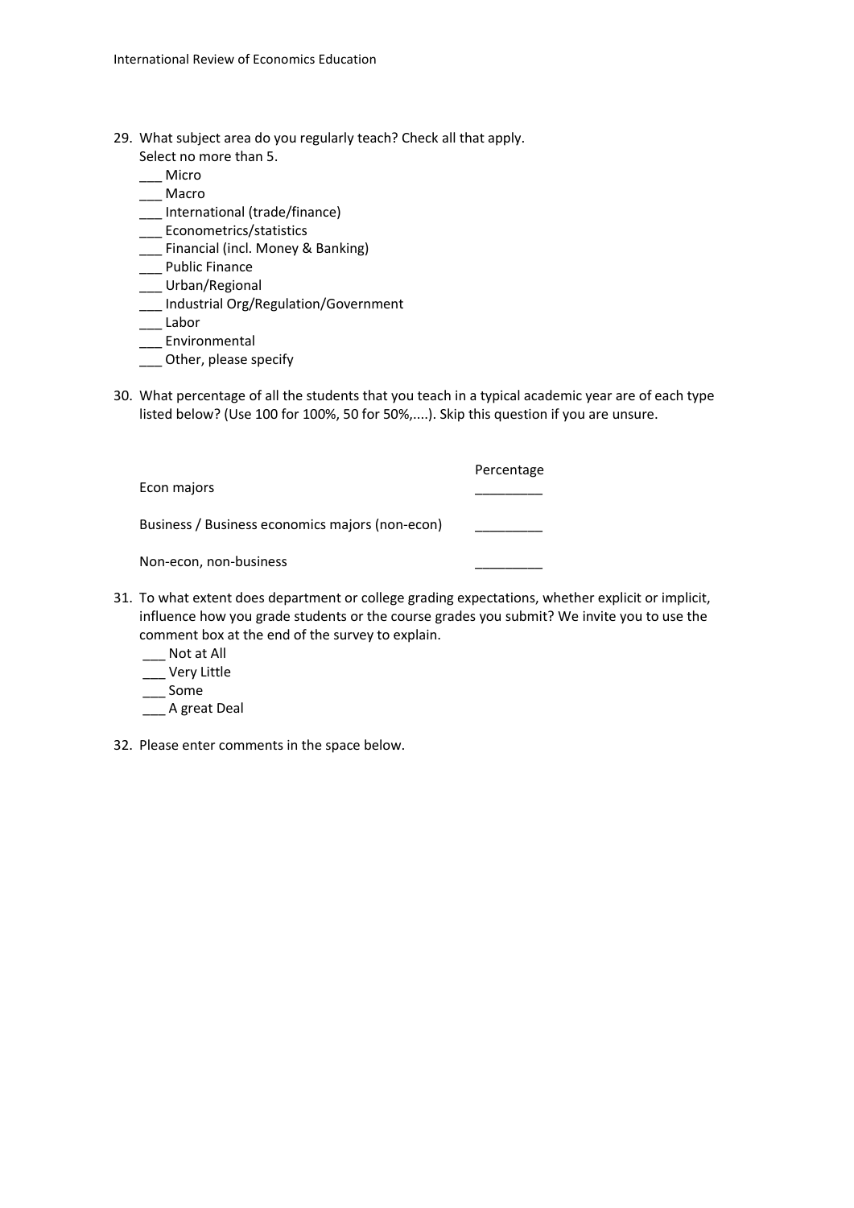29. What subject area do you regularly teach? Check all that apply.
    Select no more than 5.
    ___ Micro
    ___ Macro
    ___ International (trade/finance)
    ___ Econometrics/statistics
    ___ Financial (incl. Money & Banking)
    ___ Public Finance
    ___ Urban/Regional
    ___ Industrial Org/Regulation/Government
    ___ Labor
    ___ Environmental
    ___ Other, please specify

30. What percentage of all the students that you teach in a typical academic year are of each type listed below? (Use 100 for 100%, 50 for 50%,....). Skip this question if you are unsure.

|  | Percentage |
|---|---|
| Econ majors | _________ |
| Business / Business economics majors (non-econ) | _________ |
| Non-econ, non-business | _________ |

31. To what extent does department or college grading expectations, whether explicit or implicit, influence how you grade students or the course grades you submit? We invite you to use the comment box at the end of the survey to explain.
    ___ Not at All
    ___ Very Little
    ___ Some
    ___ A great Deal

32. Please enter comments in the space below.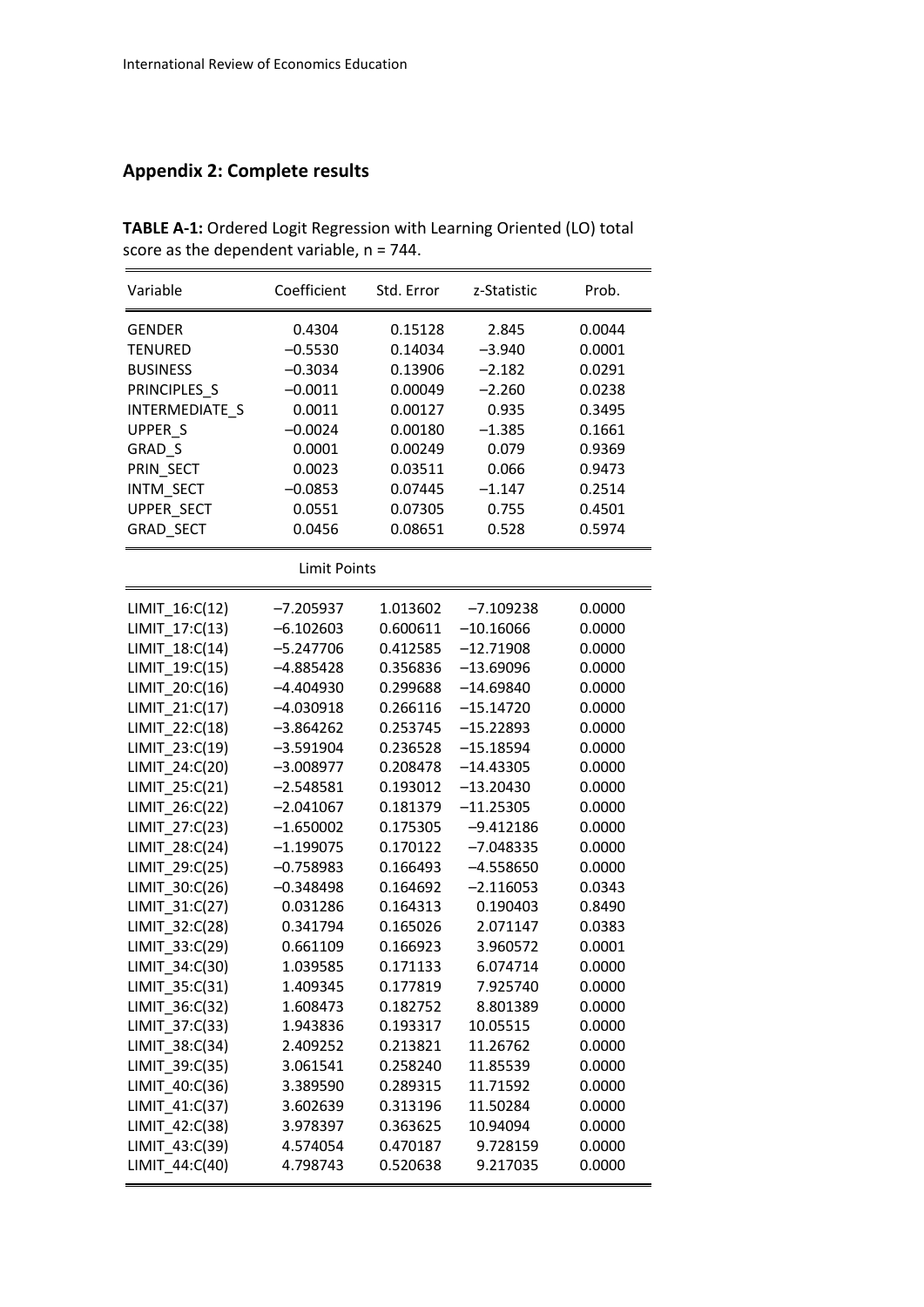## Appendix 2: Complete results

**TABLE A-1:** Ordered Logit Regression with Learning Oriented (LO) total score as the dependent variable, n = 744.

| Variable | Coefficient | Std. Error | z-Statistic | Prob. |
|---|---|---|---|---|
| GENDER | 0.4304 | 0.15128 | 2.845 | 0.0044 |
| TENURED | −0.5530 | 0.14034 | −3.940 | 0.0001 |
| BUSINESS | −0.3034 | 0.13906 | −2.182 | 0.0291 |
| PRINCIPLES_S | −0.0011 | 0.00049 | −2.260 | 0.0238 |
| INTERMEDIATE_S | 0.0011 | 0.00127 | 0.935 | 0.3495 |
| UPPER_S | −0.0024 | 0.00180 | −1.385 | 0.1661 |
| GRAD_S | 0.0001 | 0.00249 | 0.079 | 0.9369 |
| PRIN_SECT | 0.0023 | 0.03511 | 0.066 | 0.9473 |
| INTM_SECT | −0.0853 | 0.07445 | −1.147 | 0.2514 |
| UPPER_SECT | 0.0551 | 0.07305 | 0.755 | 0.4501 |
| GRAD_SECT | 0.0456 | 0.08651 | 0.528 | 0.5974 |
| | Limit Points | | | |
| LIMIT_16:C(12) | −7.205937 | 1.013602 | −7.109238 | 0.0000 |
| LIMIT_17:C(13) | −6.102603 | 0.600611 | −10.16066 | 0.0000 |
| LIMIT_18:C(14) | −5.247706 | 0.412585 | −12.71908 | 0.0000 |
| LIMIT_19:C(15) | −4.885428 | 0.356836 | −13.69096 | 0.0000 |
| LIMIT_20:C(16) | −4.404930 | 0.299688 | −14.69840 | 0.0000 |
| LIMIT_21:C(17) | −4.030918 | 0.266116 | −15.14720 | 0.0000 |
| LIMIT_22:C(18) | −3.864262 | 0.253745 | −15.22893 | 0.0000 |
| LIMIT_23:C(19) | −3.591904 | 0.236528 | −15.18594 | 0.0000 |
| LIMIT_24:C(20) | −3.008977 | 0.208478 | −14.43305 | 0.0000 |
| LIMIT_25:C(21) | −2.548581 | 0.193012 | −13.20430 | 0.0000 |
| LIMIT_26:C(22) | −2.041067 | 0.181379 | −11.25305 | 0.0000 |
| LIMIT_27:C(23) | −1.650002 | 0.175305 | −9.412186 | 0.0000 |
| LIMIT_28:C(24) | −1.199075 | 0.170122 | −7.048335 | 0.0000 |
| LIMIT_29:C(25) | −0.758983 | 0.166493 | −4.558650 | 0.0000 |
| LIMIT_30:C(26) | −0.348498 | 0.164692 | −2.116053 | 0.0343 |
| LIMIT_31:C(27) | 0.031286 | 0.164313 | 0.190403 | 0.8490 |
| LIMIT_32:C(28) | 0.341794 | 0.165026 | 2.071147 | 0.0383 |
| LIMIT_33:C(29) | 0.661109 | 0.166923 | 3.960572 | 0.0001 |
| LIMIT_34:C(30) | 1.039585 | 0.171133 | 6.074714 | 0.0000 |
| LIMIT_35:C(31) | 1.409345 | 0.177819 | 7.925740 | 0.0000 |
| LIMIT_36:C(32) | 1.608473 | 0.182752 | 8.801389 | 0.0000 |
| LIMIT_37:C(33) | 1.943836 | 0.193317 | 10.05515 | 0.0000 |
| LIMIT_38:C(34) | 2.409252 | 0.213821 | 11.26762 | 0.0000 |
| LIMIT_39:C(35) | 3.061541 | 0.258240 | 11.85539 | 0.0000 |
| LIMIT_40:C(36) | 3.389590 | 0.289315 | 11.71592 | 0.0000 |
| LIMIT_41:C(37) | 3.602639 | 0.313196 | 11.50284 | 0.0000 |
| LIMIT_42:C(38) | 3.978397 | 0.363625 | 10.94094 | 0.0000 |
| LIMIT_43:C(39) | 4.574054 | 0.470187 | 9.728159 | 0.0000 |
| LIMIT_44:C(40) | 4.798743 | 0.520638 | 9.217035 | 0.0000 |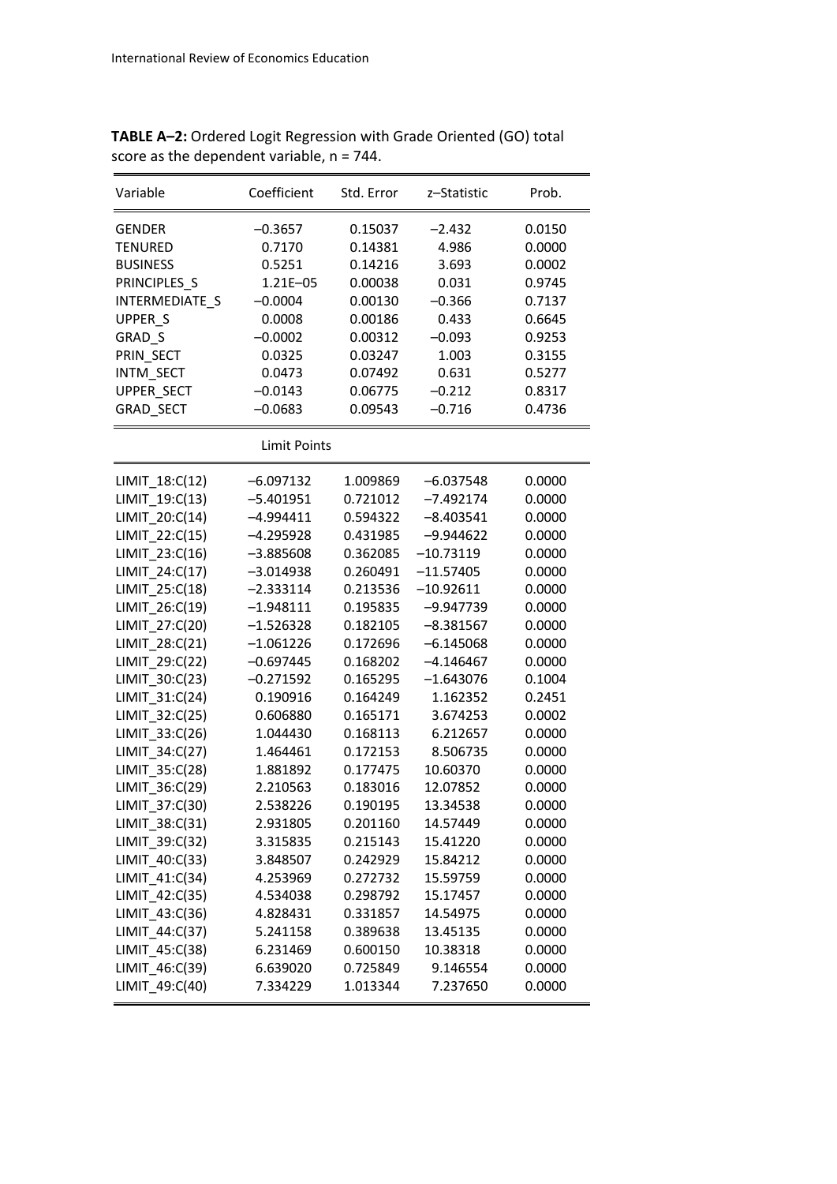**TABLE A–2:** Ordered Logit Regression with Grade Oriented (GO) total score as the dependent variable, n = 744.

| Variable | Coefficient | Std. Error | z–Statistic | Prob. |
|---|---|---|---|---|
| GENDER | –0.3657 | 0.15037 | –2.432 | 0.0150 |
| TENURED | 0.7170 | 0.14381 | 4.986 | 0.0000 |
| BUSINESS | 0.5251 | 0.14216 | 3.693 | 0.0002 |
| PRINCIPLES_S | 1.21E–05 | 0.00038 | 0.031 | 0.9745 |
| INTERMEDIATE_S | –0.0004 | 0.00130 | –0.366 | 0.7137 |
| UPPER_S | 0.0008 | 0.00186 | 0.433 | 0.6645 |
| GRAD_S | –0.0002 | 0.00312 | –0.093 | 0.9253 |
| PRIN_SECT | 0.0325 | 0.03247 | 1.003 | 0.3155 |
| INTM_SECT | 0.0473 | 0.07492 | 0.631 | 0.5277 |
| UPPER_SECT | –0.0143 | 0.06775 | –0.212 | 0.8317 |
| GRAD_SECT | –0.0683 | 0.09543 | –0.716 | 0.4736 |
| | Limit Points | | | |
| LIMIT_18:C(12) | –6.097132 | 1.009869 | –6.037548 | 0.0000 |
| LIMIT_19:C(13) | –5.401951 | 0.721012 | –7.492174 | 0.0000 |
| LIMIT_20:C(14) | –4.994411 | 0.594322 | –8.403541 | 0.0000 |
| LIMIT_22:C(15) | –4.295928 | 0.431985 | –9.944622 | 0.0000 |
| LIMIT_23:C(16) | –3.885608 | 0.362085 | –10.73119 | 0.0000 |
| LIMIT_24:C(17) | –3.014938 | 0.260491 | –11.57405 | 0.0000 |
| LIMIT_25:C(18) | –2.333114 | 0.213536 | –10.92611 | 0.0000 |
| LIMIT_26:C(19) | –1.948111 | 0.195835 | –9.947739 | 0.0000 |
| LIMIT_27:C(20) | –1.526328 | 0.182105 | –8.381567 | 0.0000 |
| LIMIT_28:C(21) | –1.061226 | 0.172696 | –6.145068 | 0.0000 |
| LIMIT_29:C(22) | –0.697445 | 0.168202 | –4.146467 | 0.0000 |
| LIMIT_30:C(23) | –0.271592 | 0.165295 | –1.643076 | 0.1004 |
| LIMIT_31:C(24) | 0.190916 | 0.164249 | 1.162352 | 0.2451 |
| LIMIT_32:C(25) | 0.606880 | 0.165171 | 3.674253 | 0.0002 |
| LIMIT_33:C(26) | 1.044430 | 0.168113 | 6.212657 | 0.0000 |
| LIMIT_34:C(27) | 1.464461 | 0.172153 | 8.506735 | 0.0000 |
| LIMIT_35:C(28) | 1.881892 | 0.177475 | 10.60370 | 0.0000 |
| LIMIT_36:C(29) | 2.210563 | 0.183016 | 12.07852 | 0.0000 |
| LIMIT_37:C(30) | 2.538226 | 0.190195 | 13.34538 | 0.0000 |
| LIMIT_38:C(31) | 2.931805 | 0.201160 | 14.57449 | 0.0000 |
| LIMIT_39:C(32) | 3.315835 | 0.215143 | 15.41220 | 0.0000 |
| LIMIT_40:C(33) | 3.848507 | 0.242929 | 15.84212 | 0.0000 |
| LIMIT_41:C(34) | 4.253969 | 0.272732 | 15.59759 | 0.0000 |
| LIMIT_42:C(35) | 4.534038 | 0.298792 | 15.17457 | 0.0000 |
| LIMIT_43:C(36) | 4.828431 | 0.331857 | 14.54975 | 0.0000 |
| LIMIT_44:C(37) | 5.241158 | 0.389638 | 13.45135 | 0.0000 |
| LIMIT_45:C(38) | 6.231469 | 0.600150 | 10.38318 | 0.0000 |
| LIMIT_46:C(39) | 6.639020 | 0.725849 | 9.146554 | 0.0000 |
| LIMIT_49:C(40) | 7.334229 | 1.013344 | 7.237650 | 0.0000 |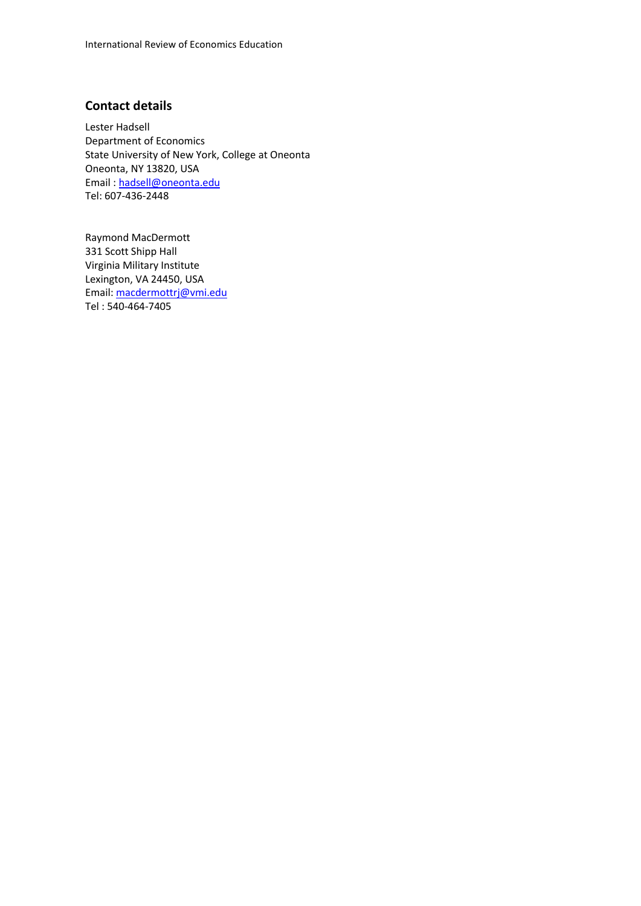## Contact details

Lester Hadsell
Department of Economics
State University of New York, College at Oneonta
Oneonta, NY 13820, USA
Email : hadsell@oneonta.edu
Tel: 607-436-2448

Raymond MacDermott
331 Scott Shipp Hall
Virginia Military Institute
Lexington, VA 24450, USA
Email: macdermottrj@vmi.edu
Tel : 540-464-7405